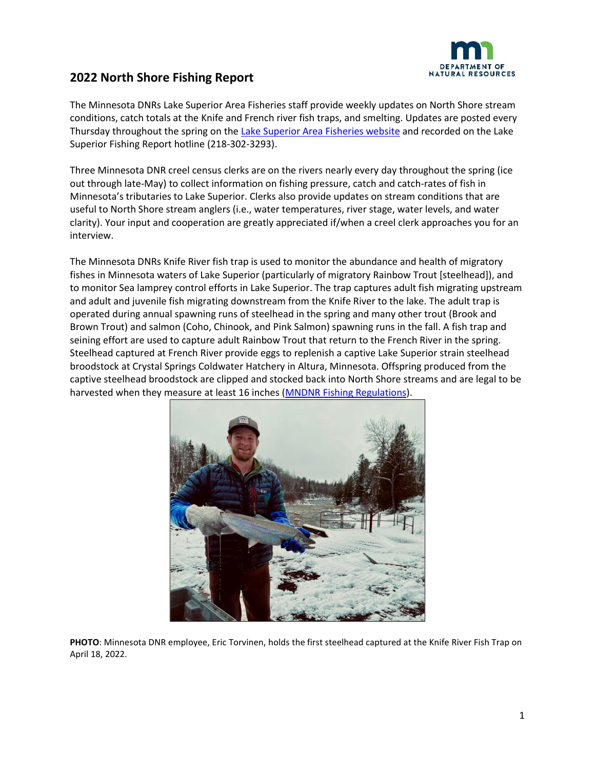# 2022 North Shore Fishing Report

The Minnesota DNRs Lake Superior Area Fisheries staff provide weekly updates on North Shore stream conditions, catch totals at the Knife and French river fish traps, and smelting. Updates are posted every Thursday throughout the spring on the [Lake Superior Area Fisheries website] and recorded on the Lake Superior Fishing Report hotline (218-302-3293).

Three Minnesota DNR creel census clerks are on the rivers nearly every day throughout the spring (ice out through late-May) to collect information on fishing pressure, catch and catch-rates of fish in Minnesota's tributaries to Lake Superior. Clerks also provide updates on stream conditions that are useful to North Shore stream anglers (i.e., water temperatures, river stage, water levels, and water clarity). Your input and cooperation are greatly appreciated if/when a creel clerk approaches you for an interview.

The Minnesota DNRs Knife River fish trap is used to monitor the abundance and health of migratory fishes in Minnesota waters of Lake Superior (particularly of migratory Rainbow Trout [steelhead]), and to monitor Sea lamprey control efforts in Lake Superior. The trap captures adult fish migrating upstream and adult and juvenile fish migrating downstream from the Knife River to the lake. The adult trap is operated during annual spawning runs of steelhead in the spring and many other trout (Brook and Brown Trout) and salmon (Coho, Chinook, and Pink Salmon) spawning runs in the fall. A fish trap and seining effort are used to capture adult Rainbow Trout that return to the French River in the spring. Steelhead captured at French River provide eggs to replenish a captive Lake Superior strain steelhead broodstock at Crystal Springs Coldwater Hatchery in Altura, Minnesota. Offspring produced from the captive steelhead broodstock are clipped and stocked back into North Shore streams and are legal to be harvested when they measure at least 16 inches ([MNDNR Fishing Regulations]).

**PHOTO**: Minnesota DNR employee, Eric Torvinen, holds the first steelhead captured at the Knife River Fish Trap on April 18, 2022.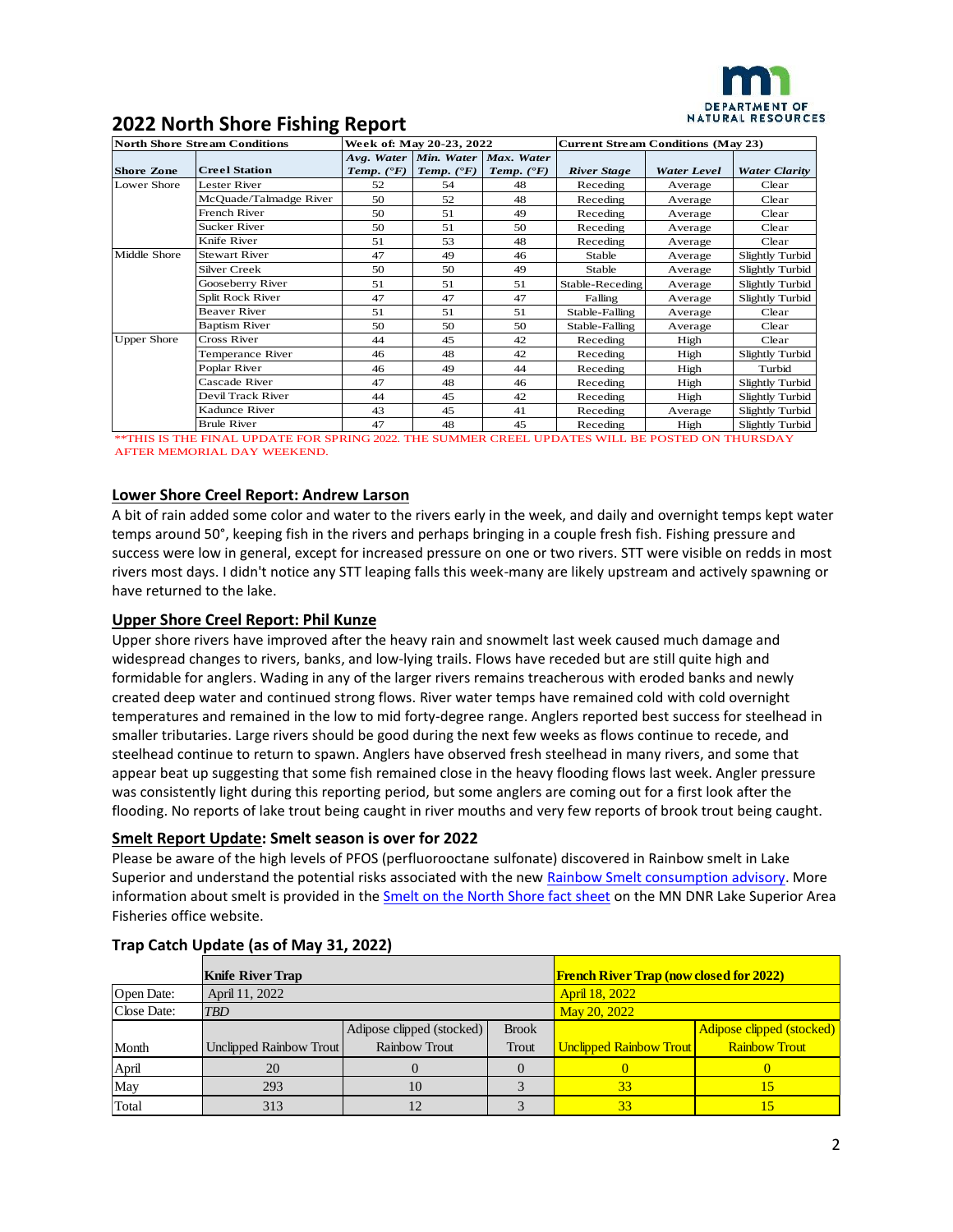## 2022 North Shore Fishing Report

| North Shore Stream Conditions | | Week of: May 20-23, 2022 | | | Current Stream Conditions (May 23) | | |
|---|---|---|---|---|---|---|---|
| Shore Zone | Creel Station | Avg. Water Temp. (°F) | Min. Water Temp. (°F) | Max. Water Temp. (°F) | River Stage | Water Level | Water Clarity |
| Lower Shore | Lester River | 52 | 54 | 48 | Receding | Average | Clear |
| | McQuade/Talmadge River | 50 | 52 | 48 | Receding | Average | Clear |
| | French River | 50 | 51 | 49 | Receding | Average | Clear |
| | Sucker River | 50 | 51 | 50 | Receding | Average | Clear |
| | Knife River | 51 | 53 | 48 | Receding | Average | Clear |
| Middle Shore | Stewart River | 47 | 49 | 46 | Stable | Average | Slightly Turbid |
| | Silver Creek | 50 | 50 | 49 | Stable | Average | Slightly Turbid |
| | Gooseberry River | 51 | 51 | 51 | Stable-Receding | Average | Slightly Turbid |
| | Split Rock River | 47 | 47 | 47 | Falling | Average | Slightly Turbid |
| | Beaver River | 51 | 51 | 51 | Stable-Falling | Average | Clear |
| | Baptism River | 50 | 50 | 50 | Stable-Falling | Average | Clear |
| Upper Shore | Cross River | 44 | 45 | 42 | Receding | High | Clear |
| | Temperance River | 46 | 48 | 42 | Receding | High | Slightly Turbid |
| | Poplar River | 46 | 49 | 44 | Receding | High | Turbid |
| | Cascade River | 47 | 48 | 46 | Receding | High | Slightly Turbid |
| | Devil Track River | 44 | 45 | 42 | Receding | High | Slightly Turbid |
| | Kadunce River | 43 | 45 | 41 | Receding | Average | Slightly Turbid |
| | Brule River | 47 | 48 | 45 | Receding | High | Slightly Turbid |

**THIS IS THE FINAL UPDATE FOR SPRING 2022. THE SUMMER CREEL UPDATES WILL BE POSTED ON THURSDAY AFTER MEMORIAL DAY WEEKEND.

### Lower Shore Creel Report: Andrew Larson

A bit of rain added some color and water to the rivers early in the week, and daily and overnight temps kept water temps around 50°, keeping fish in the rivers and perhaps bringing in a couple fresh fish. Fishing pressure and success were low in general, except for increased pressure on one or two rivers. STT were visible on redds in most rivers most days. I didn't notice any STT leaping falls this week-many are likely upstream and actively spawning or have returned to the lake.

### Upper Shore Creel Report: Phil Kunze

Upper shore rivers have improved after the heavy rain and snowmelt last week caused much damage and widespread changes to rivers, banks, and low-lying trails. Flows have receded but are still quite high and formidable for anglers. Wading in any of the larger rivers remains treacherous with eroded banks and newly created deep water and continued strong flows. River water temps have remained cold with cold overnight temperatures and remained in the low to mid forty-degree range. Anglers reported best success for steelhead in smaller tributaries. Large rivers should be good during the next few weeks as flows continue to recede, and steelhead continue to return to spawn. Anglers have observed fresh steelhead in many rivers, and some that appear beat up suggesting that some fish remained close in the heavy flooding flows last week. Angler pressure was consistently light during this reporting period, but some anglers are coming out for a first look after the flooding. No reports of lake trout being caught in river mouths and very few reports of brook trout being caught.

### Smelt Report Update: Smelt season is over for 2022

Please be aware of the high levels of PFOS (perfluorooctane sulfonate) discovered in Rainbow smelt in Lake Superior and understand the potential risks associated with the new Rainbow Smelt consumption advisory. More information about smelt is provided in the Smelt on the North Shore fact sheet on the MN DNR Lake Superior Area Fisheries office website.

### Trap Catch Update (as of May 31, 2022)

| | Knife River Trap | | | French River Trap (now closed for 2022) | |
|---|---|---|---|---|---|
| Open Date: | April 11, 2022 | | | April 18, 2022 | |
| Close Date: | *TBD* | | | May 20, 2022 | |
| Month | Unclipped Rainbow Trout | Adipose clipped (stocked) Rainbow Trout | Brook Trout | Unclipped Rainbow Trout | Adipose clipped (stocked) Rainbow Trout |
| April | 20 | 0 | 0 | 0 | 0 |
| May | 293 | 10 | 3 | 33 | 15 |
| Total | 313 | 12 | 3 | 33 | 15 |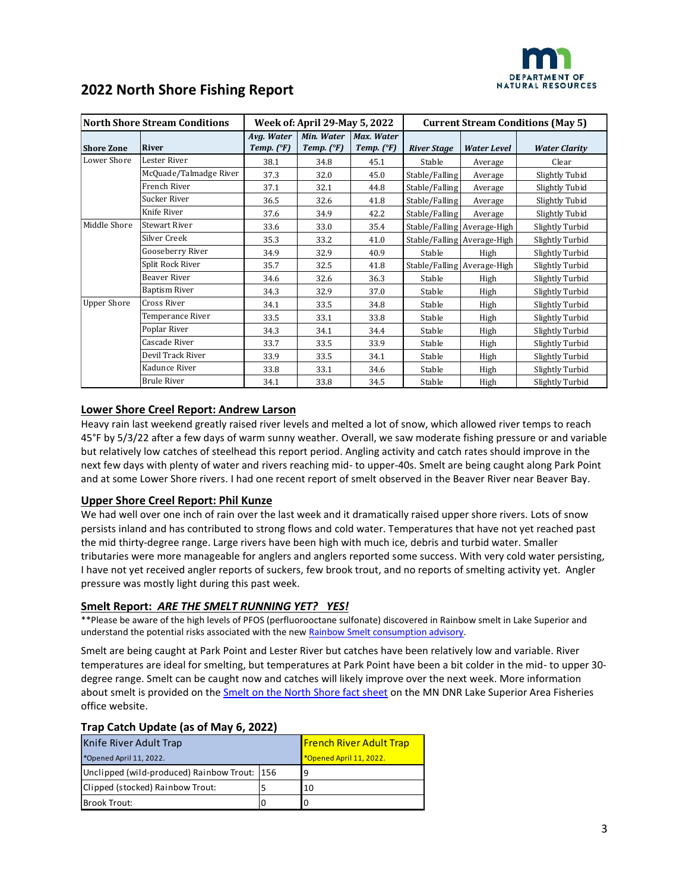# 2022 North Shore Fishing Report

| North Shore Stream Conditions | | Week of: April 29-May 5, 2022 | | | Current Stream Conditions (May 5) | | |
|---|---|---|---|---|---|---|---|
| **Shore Zone** | **River** | *Avg. Water Temp. (°F)* | *Min. Water Temp. (°F)* | *Max. Water Temp. (°F)* | *River Stage* | *Water Level* | *Water Clarity* |
| Lower Shore | Lester River | 38.1 | 34.8 | 45.1 | Stable | Average | Clear |
| | McQuade/Talmadge River | 37.3 | 32.0 | 45.0 | Stable/Falling | Average | Slightly Tubid |
| | French River | 37.1 | 32.1 | 44.8 | Stable/Falling | Average | Slightly Tubid |
| | Sucker River | 36.5 | 32.6 | 41.8 | Stable/Falling | Average | Slightly Tubid |
| | Knife River | 37.6 | 34.9 | 42.2 | Stable/Falling | Average | Slightly Tubid |
| Middle Shore | Stewart River | 33.6 | 33.0 | 35.4 | Stable/Falling | Average-High | Slightly Turbid |
| | Silver Creek | 35.3 | 33.2 | 41.0 | Stable/Falling | Average-High | Slightly Turbid |
| | Gooseberry River | 34.9 | 32.9 | 40.9 | Stable | High | Slightly Turbid |
| | Split Rock River | 35.7 | 32.5 | 41.8 | Stable/Falling | Average-High | Slightly Turbid |
| | Beaver River | 34.6 | 32.6 | 36.3 | Stable | High | Slightly Turbid |
| | Baptism River | 34.3 | 32.9 | 37.0 | Stable | High | Slightly Turbid |
| Upper Shore | Cross River | 34.1 | 33.5 | 34.8 | Stable | High | Slightly Turbid |
| | Temperance River | 33.5 | 33.1 | 33.8 | Stable | High | Slightly Turbid |
| | Poplar River | 34.3 | 34.1 | 34.4 | Stable | High | Slightly Turbid |
| | Cascade River | 33.7 | 33.5 | 33.9 | Stable | High | Slightly Turbid |
| | Devil Track River | 33.9 | 33.5 | 34.1 | Stable | High | Slightly Turbid |
| | Kadunce River | 33.8 | 33.1 | 34.6 | Stable | High | Slightly Turbid |
| | Brule River | 34.1 | 33.8 | 34.5 | Stable | High | Slightly Turbid |

## Lower Shore Creel Report: Andrew Larson

Heavy rain last weekend greatly raised river levels and melted a lot of snow, which allowed river temps to reach 45°F by 5/3/22 after a few days of warm sunny weather. Overall, we saw moderate fishing pressure or and variable but relatively low catches of steelhead this report period. Angling activity and catch rates should improve in the next few days with plenty of water and rivers reaching mid- to upper-40s. Smelt are being caught along Park Point and at some Lower Shore rivers. I had one recent report of smelt observed in the Beaver River near Beaver Bay.

## Upper Shore Creel Report: Phil Kunze

We had well over one inch of rain over the last week and it dramatically raised upper shore rivers. Lots of snow persists inland and has contributed to strong flows and cold water. Temperatures that have not yet reached past the mid thirty-degree range. Large rivers have been high with much ice, debris and turbid water. Smaller tributaries were more manageable for anglers and anglers reported some success. With very cold water persisting, I have not yet received angler reports of suckers, few brook trout, and no reports of smelting activity yet. Angler pressure was mostly light during this past week.

## Smelt Report: *ARE THE SMELT RUNNING YET? YES!*

**Please be aware of the high levels of PFOS (perfluorooctane sulfonate) discovered in Rainbow smelt in Lake Superior and understand the potential risks associated with the new Rainbow Smelt consumption advisory.

Smelt are being caught at Park Point and Lester River but catches have been relatively low and variable. River temperatures are ideal for smelting, but temperatures at Park Point have been a bit colder in the mid- to upper 30-degree range. Smelt can be caught now and catches will likely improve over the next week. More information about smelt is provided on the Smelt on the North Shore fact sheet on the MN DNR Lake Superior Area Fisheries office website.

## Trap Catch Update (as of May 6, 2022)

| | Knife River Adult Trap<br>*Opened April 11, 2022. | French River Adult Trap<br>*Opened April 11, 2022. |
|---|---|---|
| Unclipped (wild-produced) Rainbow Trout: | 156 | 9 |
| Clipped (stocked) Rainbow Trout: | 5 | 10 |
| Brook Trout: | 0 | 0 |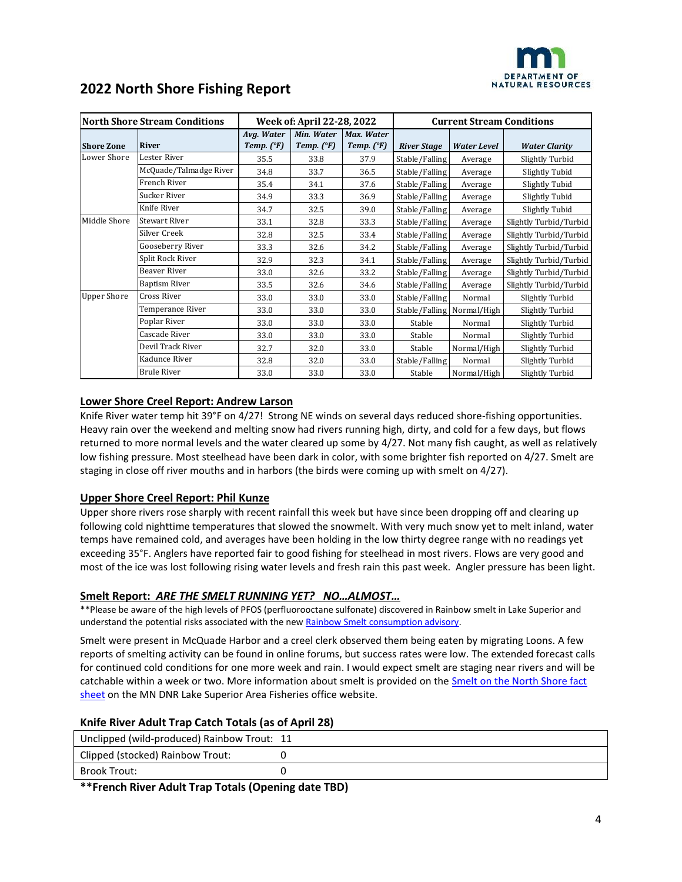## 2022 North Shore Fishing Report

| North Shore Stream Conditions | | Week of: April 22-28, 2022 | | | Current Stream Conditions | | |
|---|---|---|---|---|---|---|---|
| Shore Zone | River | Avg. Water Temp. (°F) | Min. Water Temp. (°F) | Max. Water Temp. (°F) | River Stage | Water Level | Water Clarity |
| Lower Shore | Lester River | 35.5 | 33.8 | 37.9 | Stable/Falling | Average | Slightly Turbid |
| | McQuade/Talmadge River | 34.8 | 33.7 | 36.5 | Stable/Falling | Average | Slightly Tubid |
| | French River | 35.4 | 34.1 | 37.6 | Stable/Falling | Average | Slightly Tubid |
| | Sucker River | 34.9 | 33.3 | 36.9 | Stable/Falling | Average | Slightly Tubid |
| | Knife River | 34.7 | 32.5 | 39.0 | Stable/Falling | Average | Slightly Tubid |
| Middle Shore | Stewart River | 33.1 | 32.8 | 33.3 | Stable/Falling | Average | Slightly Turbid/Turbid |
| | Silver Creek | 32.8 | 32.5 | 33.4 | Stable/Falling | Average | Slightly Turbid/Turbid |
| | Gooseberry River | 33.3 | 32.6 | 34.2 | Stable/Falling | Average | Slightly Turbid/Turbid |
| | Split Rock River | 32.9 | 32.3 | 34.1 | Stable/Falling | Average | Slightly Turbid/Turbid |
| | Beaver River | 33.0 | 32.6 | 33.2 | Stable/Falling | Average | Slightly Turbid/Turbid |
| | Baptism River | 33.5 | 32.6 | 34.6 | Stable/Falling | Average | Slightly Turbid/Turbid |
| Upper Shore | Cross River | 33.0 | 33.0 | 33.0 | Stable/Falling | Normal | Slightly Turbid |
| | Temperance River | 33.0 | 33.0 | 33.0 | Stable/Falling | Normal/High | Slightly Turbid |
| | Poplar River | 33.0 | 33.0 | 33.0 | Stable | Normal | Slightly Turbid |
| | Cascade River | 33.0 | 33.0 | 33.0 | Stable | Normal | Slightly Turbid |
| | Devil Track River | 32.7 | 32.0 | 33.0 | Stable | Normal/High | Slightly Turbid |
| | Kadunce River | 32.8 | 32.0 | 33.0 | Stable/Falling | Normal | Slightly Turbid |
| | Brule River | 33.0 | 33.0 | 33.0 | Stable | Normal/High | Slightly Turbid |

### Lower Shore Creel Report: Andrew Larson

Knife River water temp hit 39°F on 4/27! Strong NE winds on several days reduced shore-fishing opportunities. Heavy rain over the weekend and melting snow had rivers running high, dirty, and cold for a few days, but flows returned to more normal levels and the water cleared up some by 4/27. Not many fish caught, as well as relatively low fishing pressure. Most steelhead have been dark in color, with some brighter fish reported on 4/27. Smelt are staging in close off river mouths and in harbors (the birds were coming up with smelt on 4/27).

### Upper Shore Creel Report: Phil Kunze

Upper shore rivers rose sharply with recent rainfall this week but have since been dropping off and clearing up following cold nighttime temperatures that slowed the snowmelt. With very much snow yet to melt inland, water temps have remained cold, and averages have been holding in the low thirty degree range with no readings yet exceeding 35°F. Anglers have reported fair to good fishing for steelhead in most rivers. Flows are very good and most of the ice was lost following rising water levels and fresh rain this past week. Angler pressure has been light.

### Smelt Report: *ARE THE SMELT RUNNING YET? NO…ALMOST…*

**Please be aware of the high levels of PFOS (perfluorooctane sulfonate) discovered in Rainbow smelt in Lake Superior and understand the potential risks associated with the new Rainbow Smelt consumption advisory.

Smelt were present in McQuade Harbor and a creel clerk observed them being eaten by migrating Loons. A few reports of smelting activity can be found in online forums, but success rates were low. The extended forecast calls for continued cold conditions for one more week and rain. I would expect smelt are staging near rivers and will be catchable within a week or two. More information about smelt is provided on the Smelt on the North Shore fact sheet on the MN DNR Lake Superior Area Fisheries office website.

### Knife River Adult Trap Catch Totals (as of April 28)

| | |
|---|---|
| Unclipped (wild-produced) Rainbow Trout: | 11 |
| Clipped (stocked) Rainbow Trout: | 0 |
| Brook Trout: | 0 |

**\*\*French River Adult Trap Totals (Opening date TBD)**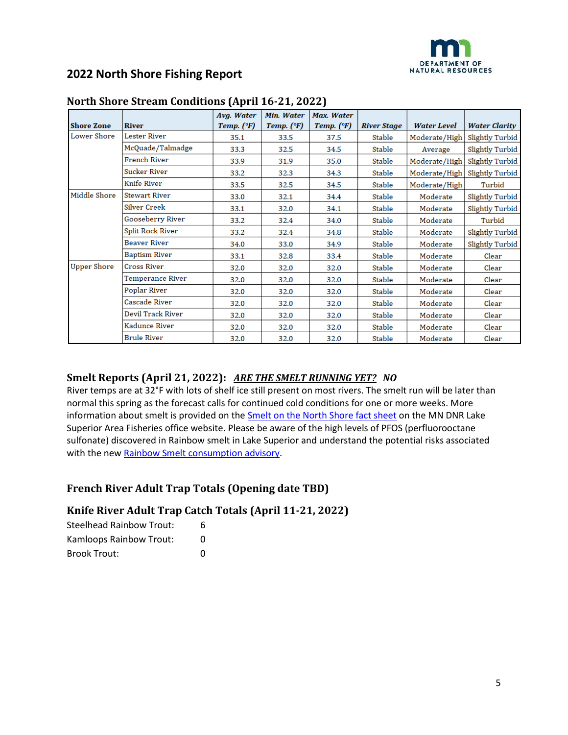## 2022 North Shore Fishing Report

### North Shore Stream Conditions (April 16-21, 2022)

| Shore Zone | River | Avg. Water Temp. (°F) | Min. Water Temp. (°F) | Max. Water Temp. (°F) | River Stage | Water Level | Water Clarity |
|---|---|---|---|---|---|---|---|
| Lower Shore | Lester River | 35.1 | 33.5 | 37.5 | Stable | Moderate/High | Slightly Turbid |
| | McQuade/Talmadge | 33.3 | 32.5 | 34.5 | Stable | Average | Slightly Turbid |
| | French River | 33.9 | 31.9 | 35.0 | Stable | Moderate/High | Slightly Turbid |
| | Sucker River | 33.2 | 32.3 | 34.3 | Stable | Moderate/High | Slightly Turbid |
| | Knife River | 33.5 | 32.5 | 34.5 | Stable | Moderate/High | Turbid |
| Middle Shore | Stewart River | 33.0 | 32.1 | 34.4 | Stable | Moderate | Slightly Turbid |
| | Silver Creek | 33.1 | 32.0 | 34.1 | Stable | Moderate | Slightly Turbid |
| | Gooseberry River | 33.2 | 32.4 | 34.0 | Stable | Moderate | Turbid |
| | Split Rock River | 33.2 | 32.4 | 34.8 | Stable | Moderate | Slightly Turbid |
| | Beaver River | 34.0 | 33.0 | 34.9 | Stable | Moderate | Slightly Turbid |
| | Baptism River | 33.1 | 32.8 | 33.4 | Stable | Moderate | Clear |
| Upper Shore | Cross River | 32.0 | 32.0 | 32.0 | Stable | Moderate | Clear |
| | Temperance River | 32.0 | 32.0 | 32.0 | Stable | Moderate | Clear |
| | Poplar River | 32.0 | 32.0 | 32.0 | Stable | Moderate | Clear |
| | Cascade River | 32.0 | 32.0 | 32.0 | Stable | Moderate | Clear |
| | Devil Track River | 32.0 | 32.0 | 32.0 | Stable | Moderate | Clear |
| | Kadunce River | 32.0 | 32.0 | 32.0 | Stable | Moderate | Clear |
| | Brule River | 32.0 | 32.0 | 32.0 | Stable | Moderate | Clear |

### Smelt Reports (April 21, 2022): ***ARE THE SMELT RUNNING YET?*** ***NO***

River temps are at 32°F with lots of shelf ice still present on most rivers. The smelt run will be later than normal this spring as the forecast calls for continued cold conditions for one or more weeks. More information about smelt is provided on the Smelt on the North Shore fact sheet on the MN DNR Lake Superior Area Fisheries office website. Please be aware of the high levels of PFOS (perfluorooctane sulfonate) discovered in Rainbow smelt in Lake Superior and understand the potential risks associated with the new Rainbow Smelt consumption advisory.

### French River Adult Trap Totals (Opening date TBD)

### Knife River Adult Trap Catch Totals (April 11-21, 2022)

| | |
|---|---|
| Steelhead Rainbow Trout: | 6 |
| Kamloops Rainbow Trout: | 0 |
| Brook Trout: | 0 |